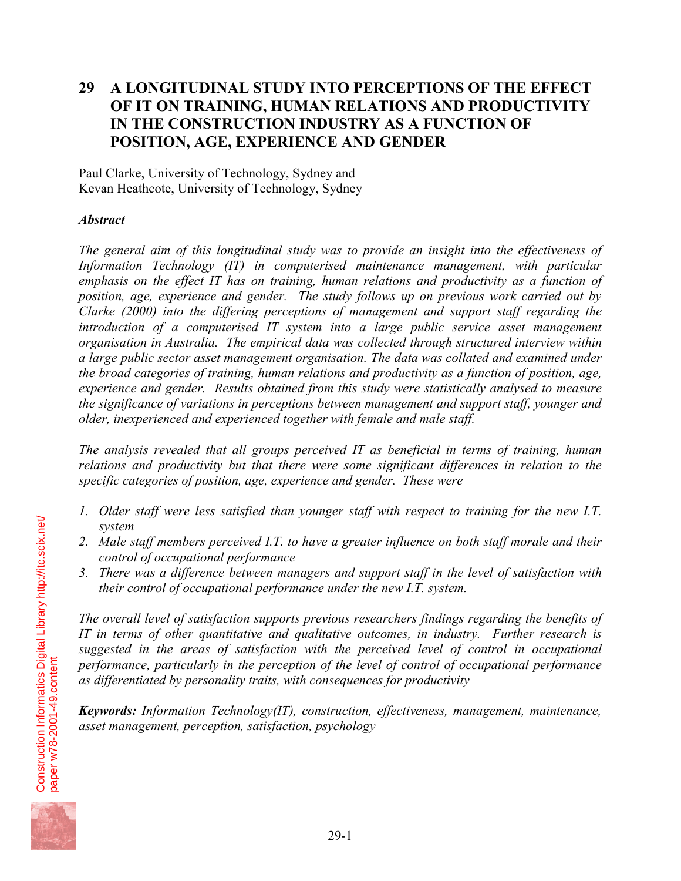# 29 A LONGITUDINAL STUDY INTO PERCEPTIONS OF THE EFFECT OF IT ON TRAINING, HUMAN RELATIONS AND PRODUCTIVITY IN THE CONSTRUCTION INDUSTRY AS A FUNCTION OF POSITION, AGE, EXPERIENCE AND GENDER

Paul Clarke, University of Technology, Sydney and
Kevan Heathcote, University of Technology, Sydney

***Abstract***

*The general aim of this longitudinal study was to provide an insight into the effectiveness of Information Technology (IT) in computerised maintenance management, with particular emphasis on the effect IT has on training, human relations and productivity as a function of position, age, experience and gender. The study follows up on previous work carried out by Clarke (2000) into the differing perceptions of management and support staff regarding the introduction of a computerised IT system into a large public service asset management organisation in Australia. The empirical data was collected through structured interview within a large public sector asset management organisation. The data was collated and examined under the broad categories of training, human relations and productivity as a function of position, age, experience and gender. Results obtained from this study were statistically analysed to measure the significance of variations in perceptions between management and support staff, younger and older, inexperienced and experienced together with female and male staff.*

*The analysis revealed that all groups perceived IT as beneficial in terms of training, human relations and productivity but that there were some significant differences in relation to the specific categories of position, age, experience and gender. These were*

1. *Older staff were less satisfied than younger staff with respect to training for the new I.T. system*
2. *Male staff members perceived I.T. to have a greater influence on both staff morale and their control of occupational performance*
3. *There was a difference between managers and support staff in the level of satisfaction with their control of occupational performance under the new I.T. system.*

*The overall level of satisfaction supports previous researchers findings regarding the benefits of IT in terms of other quantitative and qualitative outcomes, in industry. Further research is suggested in the areas of satisfaction with the perceived level of control in occupational performance, particularly in the perception of the level of control of occupational performance as differentiated by personality traits, with consequences for productivity*

***Keywords:*** *Information Technology(IT), construction, effectiveness, management, maintenance, asset management, perception, satisfaction, psychology*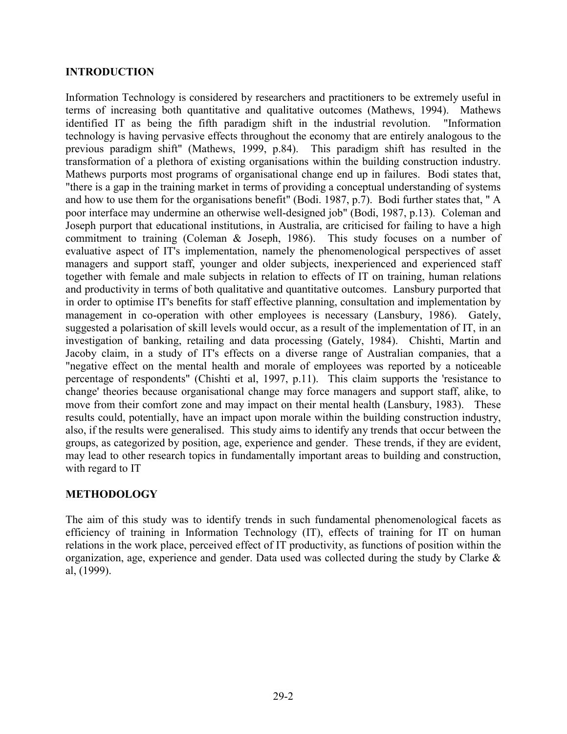## INTRODUCTION

Information Technology is considered by researchers and practitioners to be extremely useful in terms of increasing both quantitative and qualitative outcomes (Mathews, 1994). Mathews identified IT as being the fifth paradigm shift in the industrial revolution. "Information technology is having pervasive effects throughout the economy that are entirely analogous to the previous paradigm shift" (Mathews, 1999, p.84). This paradigm shift has resulted in the transformation of a plethora of existing organisations within the building construction industry. Mathews purports most programs of organisational change end up in failures. Bodi states that, "there is a gap in the training market in terms of providing a conceptual understanding of systems and how to use them for the organisations benefit" (Bodi. 1987, p.7). Bodi further states that, " A poor interface may undermine an otherwise well-designed job" (Bodi, 1987, p.13). Coleman and Joseph purport that educational institutions, in Australia, are criticised for failing to have a high commitment to training (Coleman & Joseph, 1986). This study focuses on a number of evaluative aspect of IT's implementation, namely the phenomenological perspectives of asset managers and support staff, younger and older subjects, inexperienced and experienced staff together with female and male subjects in relation to effects of IT on training, human relations and productivity in terms of both qualitative and quantitative outcomes. Lansbury purported that in order to optimise IT's benefits for staff effective planning, consultation and implementation by management in co-operation with other employees is necessary (Lansbury, 1986). Gately, suggested a polarisation of skill levels would occur, as a result of the implementation of IT, in an investigation of banking, retailing and data processing (Gately, 1984). Chishti, Martin and Jacoby claim, in a study of IT's effects on a diverse range of Australian companies, that a "negative effect on the mental health and morale of employees was reported by a noticeable percentage of respondents" (Chishti et al, 1997, p.11). This claim supports the 'resistance to change' theories because organisational change may force managers and support staff, alike, to move from their comfort zone and may impact on their mental health (Lansbury, 1983). These results could, potentially, have an impact upon morale within the building construction industry, also, if the results were generalised. This study aims to identify any trends that occur between the groups, as categorized by position, age, experience and gender. These trends, if they are evident, may lead to other research topics in fundamentally important areas to building and construction, with regard to IT

## METHODOLOGY

The aim of this study was to identify trends in such fundamental phenomenological facets as efficiency of training in Information Technology (IT), effects of training for IT on human relations in the work place, perceived effect of IT productivity, as functions of position within the organization, age, experience and gender. Data used was collected during the study by Clarke & al, (1999).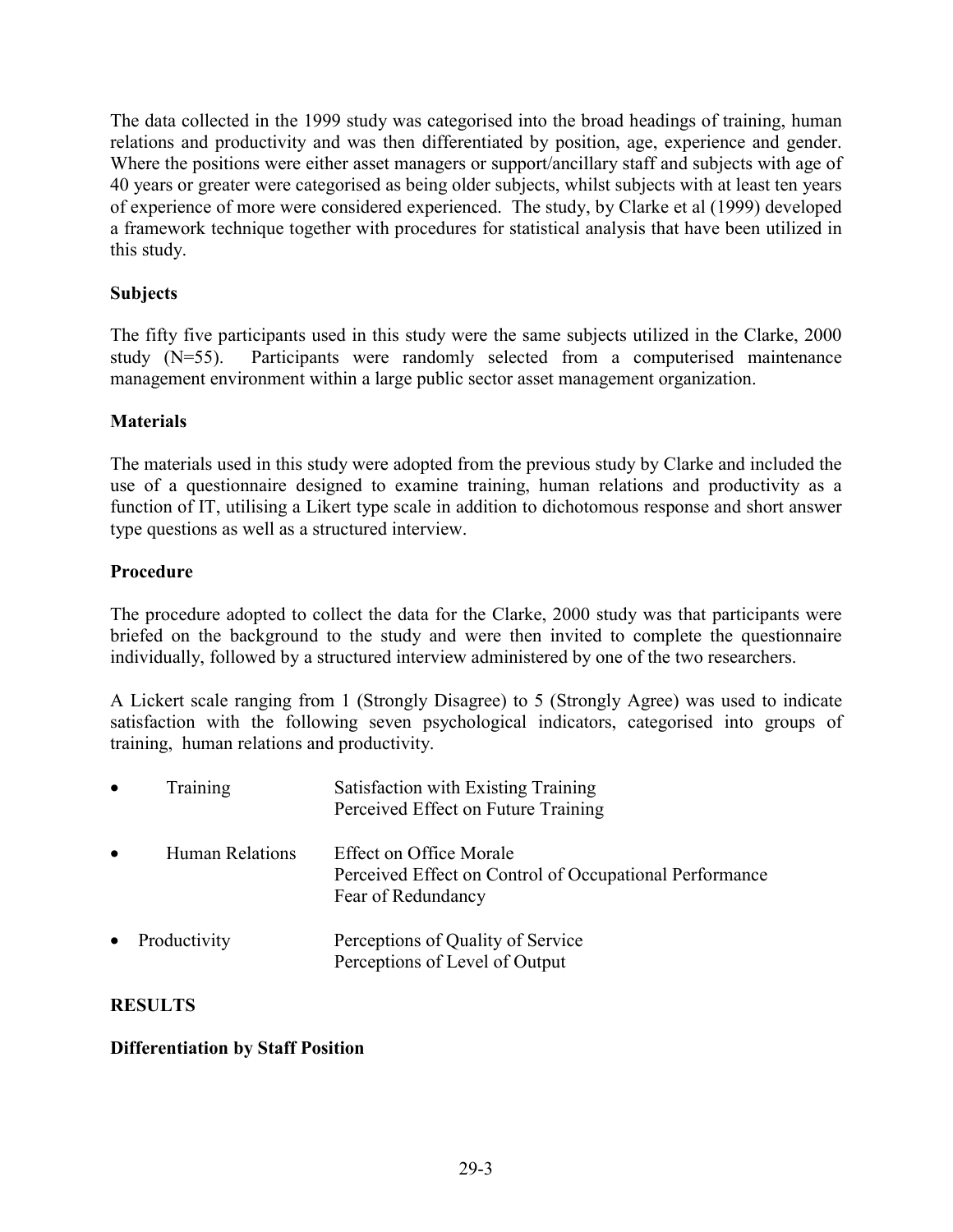The data collected in the 1999 study was categorised into the broad headings of training, human relations and productivity and was then differentiated by position, age, experience and gender. Where the positions were either asset managers or support/ancillary staff and subjects with age of 40 years or greater were categorised as being older subjects, whilst subjects with at least ten years of experience of more were considered experienced. The study, by Clarke et al (1999) developed a framework technique together with procedures for statistical analysis that have been utilized in this study.

### Subjects

The fifty five participants used in this study were the same subjects utilized in the Clarke, 2000 study (N=55). Participants were randomly selected from a computerised maintenance management environment within a large public sector asset management organization.

### Materials

The materials used in this study were adopted from the previous study by Clarke and included the use of a questionnaire designed to examine training, human relations and productivity as a function of IT, utilising a Likert type scale in addition to dichotomous response and short answer type questions as well as a structured interview.

### Procedure

The procedure adopted to collect the data for the Clarke, 2000 study was that participants were briefed on the background to the study and were then invited to complete the questionnaire individually, followed by a structured interview administered by one of the two researchers.

A Likert scale ranging from 1 (Strongly Disagree) to 5 (Strongly Agree) was used to indicate satisfaction with the following seven psychological indicators, categorised into groups of training, human relations and productivity.

- Training
  - Satisfaction with Existing Training
  - Perceived Effect on Future Training
- Human Relations
  - Effect on Office Morale
  - Perceived Effect on Control of Occupational Performance
  - Fear of Redundancy
- Productivity
  - Perceptions of Quality of Service
  - Perceptions of Level of Output

## RESULTS

### Differentiation by Staff Position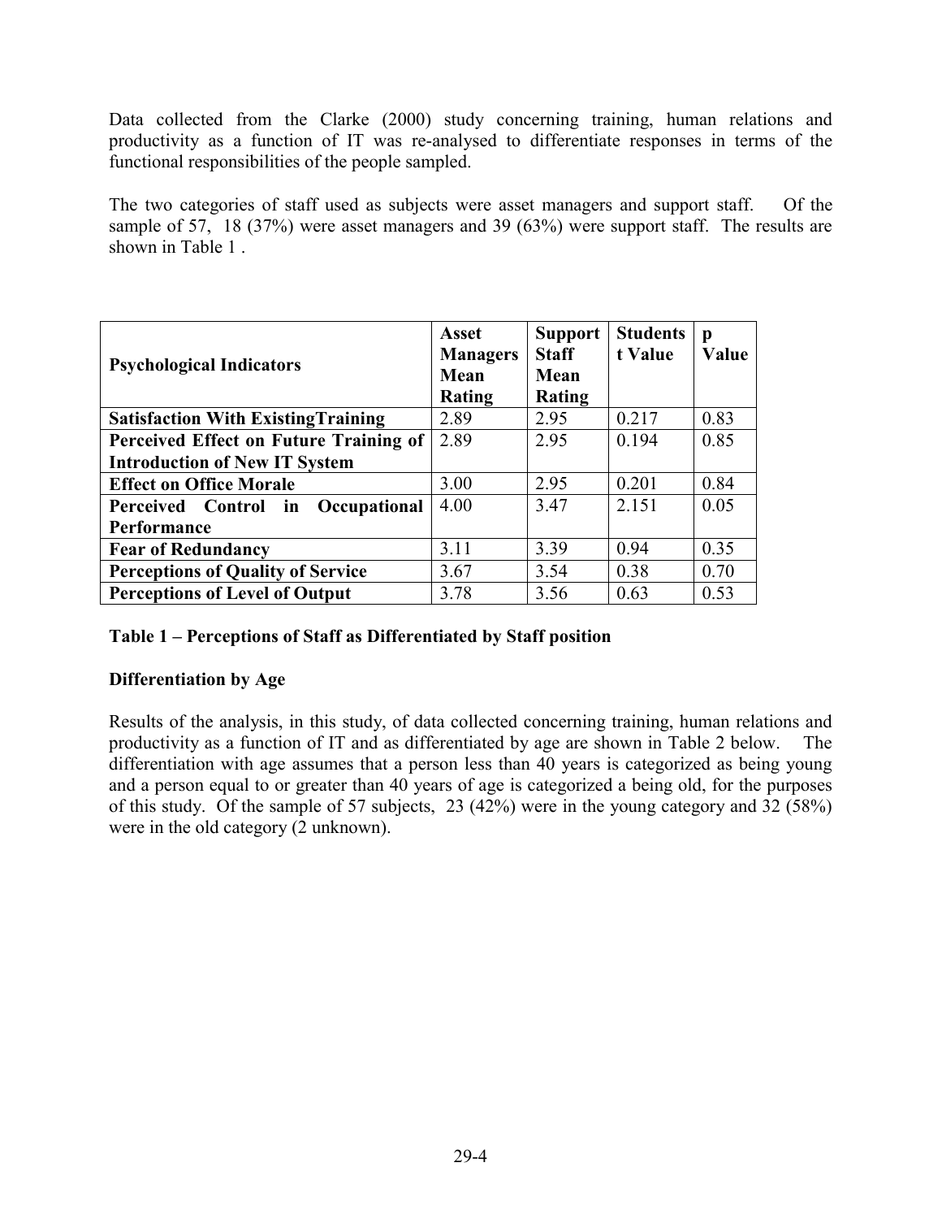Data collected from the Clarke (2000) study concerning training, human relations and productivity as a function of IT was re-analysed to differentiate responses in terms of the functional responsibilities of the people sampled.

The two categories of staff used as subjects were asset managers and support staff. Of the sample of 57, 18 (37%) were asset managers and 39 (63%) were support staff. The results are shown in Table 1 .

| Psychological Indicators | Asset Managers Mean Rating | Support Staff Mean Rating | Students t Value | p Value |
|---|---|---|---|---|
| **Satisfaction With ExistingTraining** | 2.89 | 2.95 | 0.217 | 0.83 |
| **Perceived Effect on Future Training of Introduction of New IT System** | 2.89 | 2.95 | 0.194 | 0.85 |
| **Effect on Office Morale** | 3.00 | 2.95 | 0.201 | 0.84 |
| **Perceived Control in Occupational Performance** | 4.00 | 3.47 | 2.151 | 0.05 |
| **Fear of Redundancy** | 3.11 | 3.39 | 0.94 | 0.35 |
| **Perceptions of Quality of Service** | 3.67 | 3.54 | 0.38 | 0.70 |
| **Perceptions of Level of Output** | 3.78 | 3.56 | 0.63 | 0.53 |

**Table 1 – Perceptions of Staff as Differentiated by Staff position**

**Differentiation by Age**

Results of the analysis, in this study, of data collected concerning training, human relations and productivity as a function of IT and as differentiated by age are shown in Table 2 below. The differentiation with age assumes that a person less than 40 years is categorized as being young and a person equal to or greater than 40 years of age is categorized a being old, for the purposes of this study. Of the sample of 57 subjects, 23 (42%) were in the young category and 32 (58%) were in the old category (2 unknown).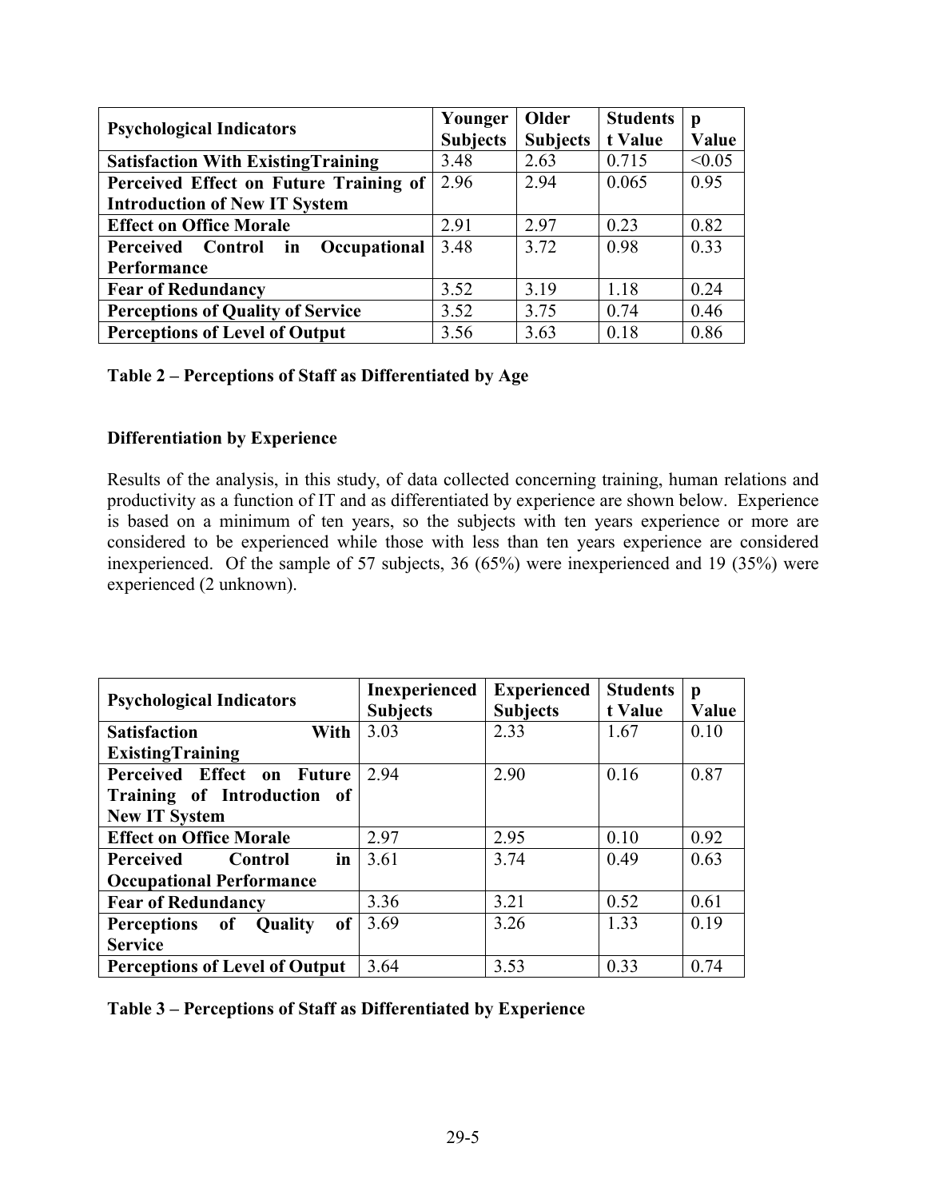| Psychological Indicators | Younger Subjects | Older Subjects | Students t Value | p Value |
|---|---|---|---|---|
| **Satisfaction With ExistingTraining** | 3.48 | 2.63 | 0.715 | <0.05 |
| **Perceived Effect on Future Training of Introduction of New IT System** | 2.96 | 2.94 | 0.065 | 0.95 |
| **Effect on Office Morale** | 2.91 | 2.97 | 0.23 | 0.82 |
| **Perceived Control in Occupational Performance** | 3.48 | 3.72 | 0.98 | 0.33 |
| **Fear of Redundancy** | 3.52 | 3.19 | 1.18 | 0.24 |
| **Perceptions of Quality of Service** | 3.52 | 3.75 | 0.74 | 0.46 |
| **Perceptions of Level of Output** | 3.56 | 3.63 | 0.18 | 0.86 |

**Table 2 – Perceptions of Staff as Differentiated by Age**

### Differentiation by Experience

Results of the analysis, in this study, of data collected concerning training, human relations and productivity as a function of IT and as differentiated by experience are shown below. Experience is based on a minimum of ten years, so the subjects with ten years experience or more are considered to be experienced while those with less than ten years experience are considered inexperienced. Of the sample of 57 subjects, 36 (65%) were inexperienced and 19 (35%) were experienced (2 unknown).

| Psychological Indicators | Inexperienced Subjects | Experienced Subjects | Students t Value | p Value |
|---|---|---|---|---|
| **Satisfaction With ExistingTraining** | 3.03 | 2.33 | 1.67 | 0.10 |
| **Perceived Effect on Future Training of Introduction of New IT System** | 2.94 | 2.90 | 0.16 | 0.87 |
| **Effect on Office Morale** | 2.97 | 2.95 | 0.10 | 0.92 |
| **Perceived Control in Occupational Performance** | 3.61 | 3.74 | 0.49 | 0.63 |
| **Fear of Redundancy** | 3.36 | 3.21 | 0.52 | 0.61 |
| **Perceptions of Quality of Service** | 3.69 | 3.26 | 1.33 | 0.19 |
| **Perceptions of Level of Output** | 3.64 | 3.53 | 0.33 | 0.74 |

**Table 3 – Perceptions of Staff as Differentiated by Experience**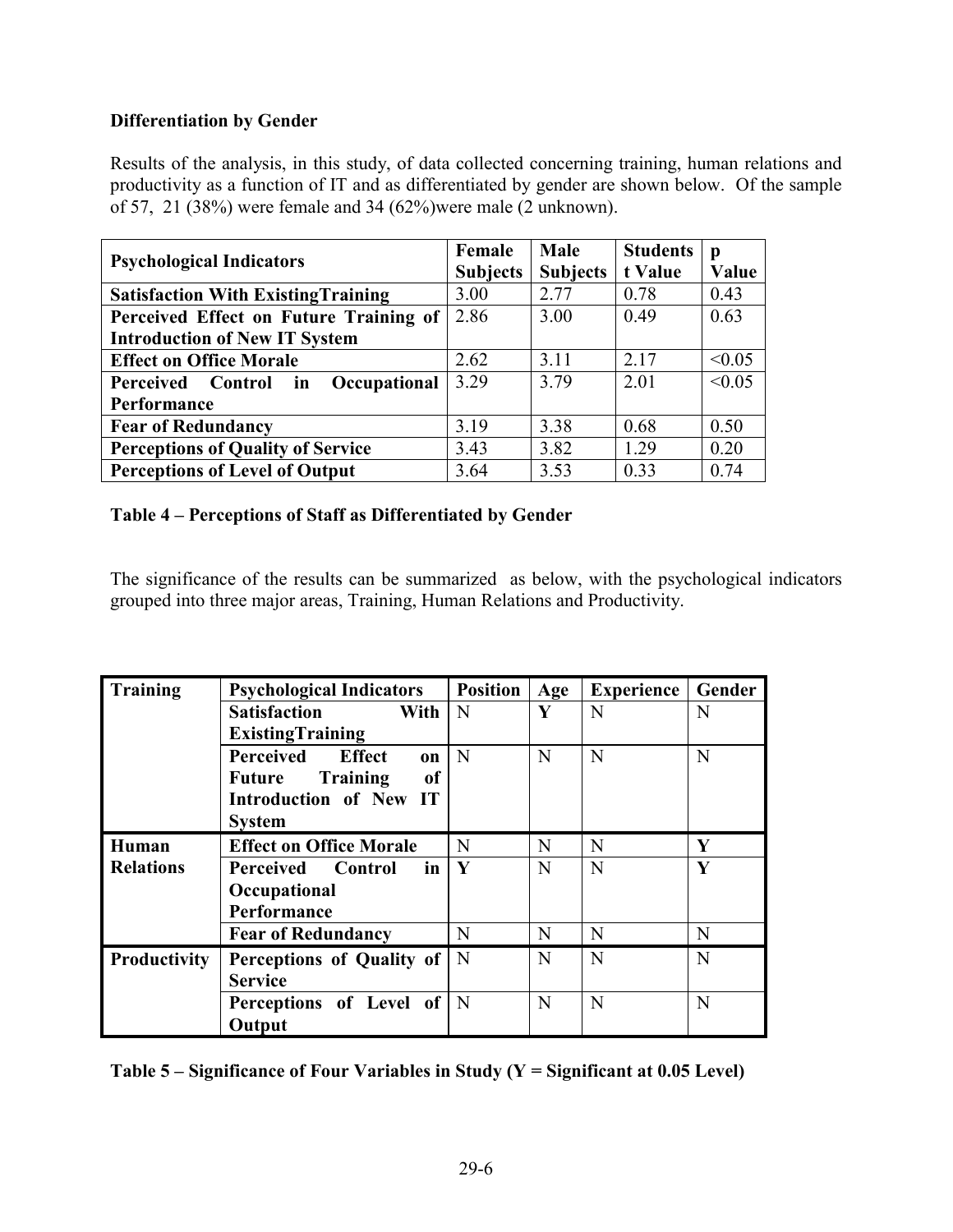**Differentiation by Gender**

Results of the analysis, in this study, of data collected concerning training, human relations and productivity as a function of IT and as differentiated by gender are shown below. Of the sample of 57, 21 (38%) were female and 34 (62%)were male (2 unknown).

| Psychological Indicators | Female Subjects | Male Subjects | Students t Value | p Value |
|---|---|---|---|---|
| **Satisfaction With ExistingTraining** | 3.00 | 2.77 | 0.78 | 0.43 |
| **Perceived Effect on Future Training of Introduction of New IT System** | 2.86 | 3.00 | 0.49 | 0.63 |
| **Effect on Office Morale** | 2.62 | 3.11 | 2.17 | <0.05 |
| **Perceived Control in Occupational Performance** | 3.29 | 3.79 | 2.01 | <0.05 |
| **Fear of Redundancy** | 3.19 | 3.38 | 0.68 | 0.50 |
| **Perceptions of Quality of Service** | 3.43 | 3.82 | 1.29 | 0.20 |
| **Perceptions of Level of Output** | 3.64 | 3.53 | 0.33 | 0.74 |

**Table 4 – Perceptions of Staff as Differentiated by Gender**

The significance of the results can be summarized as below, with the psychological indicators grouped into three major areas, Training, Human Relations and Productivity.

| Training | Psychological Indicators | Position | Age | Experience | Gender |
|---|---|---|---|---|---|
| | **Satisfaction With ExistingTraining** | N | **Y** | N | N |
| | **Perceived Effect on Future Training of Introduction of New IT System** | N | N | N | N |
| **Human Relations** | **Effect on Office Morale** | N | N | N | **Y** |
| | **Perceived Control in Occupational Performance** | **Y** | N | N | **Y** |
| | **Fear of Redundancy** | N | N | N | N |
| **Productivity** | **Perceptions of Quality of Service** | N | N | N | N |
| | **Perceptions of Level of Output** | N | N | N | N |

**Table 5 – Significance of Four Variables in Study (Y = Significant at 0.05 Level)**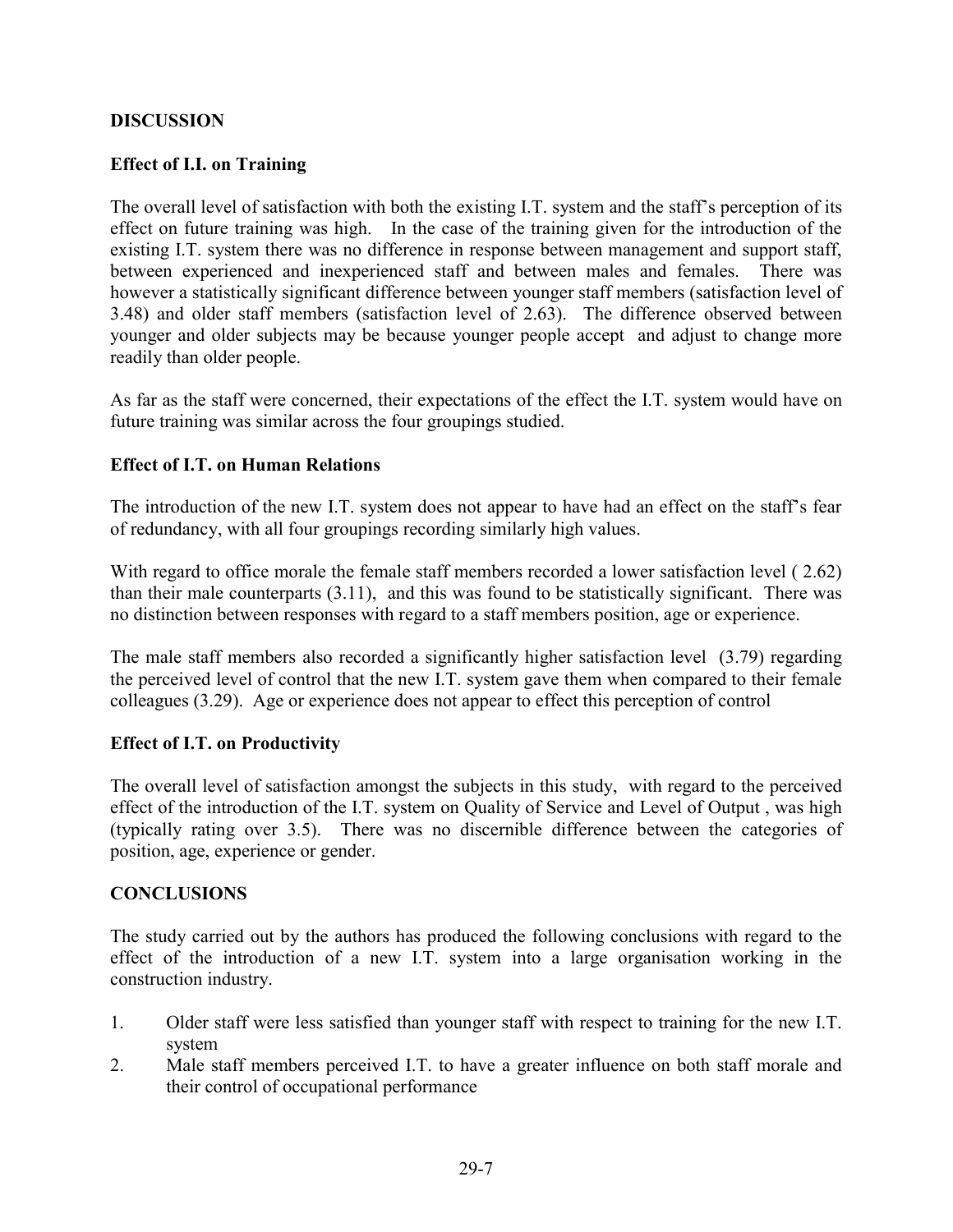## DISCUSSION

### Effect of I.I. on Training

The overall level of satisfaction with both the existing I.T. system and the staff's perception of its effect on future training was high. In the case of the training given for the introduction of the existing I.T. system there was no difference in response between management and support staff, between experienced and inexperienced staff and between males and females. There was however a statistically significant difference between younger staff members (satisfaction level of 3.48) and older staff members (satisfaction level of 2.63). The difference observed between younger and older subjects may be because younger people accept and adjust to change more readily than older people.

As far as the staff were concerned, their expectations of the effect the I.T. system would have on future training was similar across the four groupings studied.

### Effect of I.T. on Human Relations

The introduction of the new I.T. system does not appear to have had an effect on the staff's fear of redundancy, with all four groupings recording similarly high values.

With regard to office morale the female staff members recorded a lower satisfaction level ( 2.62) than their male counterparts (3.11), and this was found to be statistically significant. There was no distinction between responses with regard to a staff members position, age or experience.

The male staff members also recorded a significantly higher satisfaction level (3.79) regarding the perceived level of control that the new I.T. system gave them when compared to their female colleagues (3.29). Age or experience does not appear to effect this perception of control

### Effect of I.T. on Productivity

The overall level of satisfaction amongst the subjects in this study, with regard to the perceived effect of the introduction of the I.T. system on Quality of Service and Level of Output , was high (typically rating over 3.5). There was no discernible difference between the categories of position, age, experience or gender.

## CONCLUSIONS

The study carried out by the authors has produced the following conclusions with regard to the effect of the introduction of a new I.T. system into a large organisation working in the construction industry.

1. Older staff were less satisfied than younger staff with respect to training for the new I.T. system
2. Male staff members perceived I.T. to have a greater influence on both staff morale and their control of occupational performance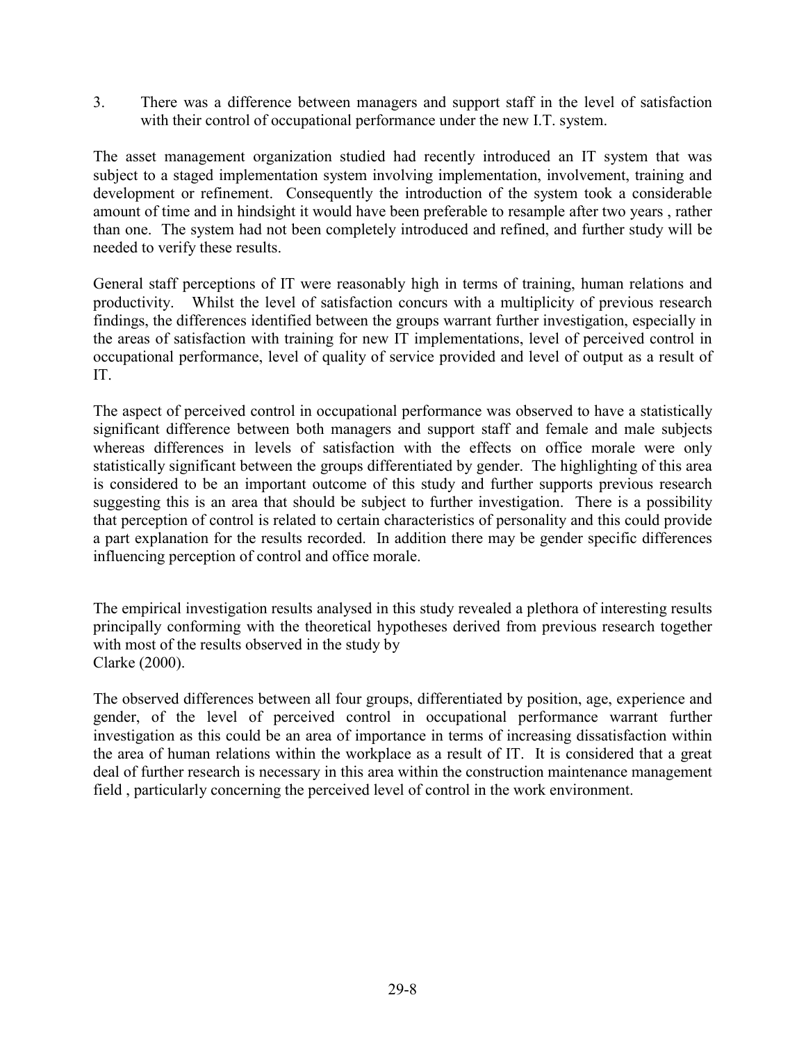3. There was a difference between managers and support staff in the level of satisfaction with their control of occupational performance under the new I.T. system.

The asset management organization studied had recently introduced an IT system that was subject to a staged implementation system involving implementation, involvement, training and development or refinement. Consequently the introduction of the system took a considerable amount of time and in hindsight it would have been preferable to resample after two years , rather than one. The system had not been completely introduced and refined, and further study will be needed to verify these results.

General staff perceptions of IT were reasonably high in terms of training, human relations and productivity. Whilst the level of satisfaction concurs with a multiplicity of previous research findings, the differences identified between the groups warrant further investigation, especially in the areas of satisfaction with training for new IT implementations, level of perceived control in occupational performance, level of quality of service provided and level of output as a result of IT.

The aspect of perceived control in occupational performance was observed to have a statistically significant difference between both managers and support staff and female and male subjects whereas differences in levels of satisfaction with the effects on office morale were only statistically significant between the groups differentiated by gender. The highlighting of this area is considered to be an important outcome of this study and further supports previous research suggesting this is an area that should be subject to further investigation. There is a possibility that perception of control is related to certain characteristics of personality and this could provide a part explanation for the results recorded. In addition there may be gender specific differences influencing perception of control and office morale.

The empirical investigation results analysed in this study revealed a plethora of interesting results principally conforming with the theoretical hypotheses derived from previous research together with most of the results observed in the study by Clarke (2000).

The observed differences between all four groups, differentiated by position, age, experience and gender, of the level of perceived control in occupational performance warrant further investigation as this could be an area of importance in terms of increasing dissatisfaction within the area of human relations within the workplace as a result of IT. It is considered that a great deal of further research is necessary in this area within the construction maintenance management field , particularly concerning the perceived level of control in the work environment.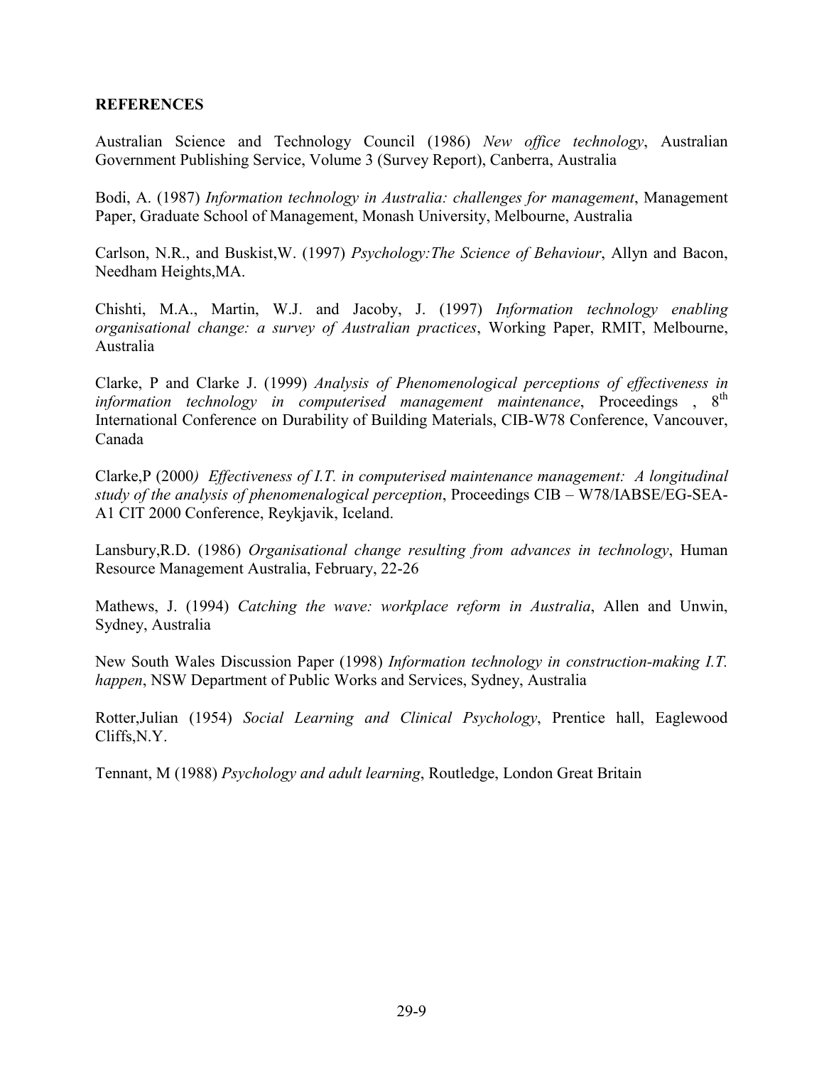**REFERENCES**

Australian Science and Technology Council (1986) *New office technology*, Australian Government Publishing Service, Volume 3 (Survey Report), Canberra, Australia

Bodi, A. (1987) *Information technology in Australia: challenges for management*, Management Paper, Graduate School of Management, Monash University, Melbourne, Australia

Carlson, N.R., and Buskist,W. (1997) *Psychology:The Science of Behaviour*, Allyn and Bacon, Needham Heights,MA.

Chishti, M.A., Martin, W.J. and Jacoby, J. (1997) *Information technology enabling organisational change: a survey of Australian practices*, Working Paper, RMIT, Melbourne, Australia

Clarke, P and Clarke J. (1999) *Analysis of Phenomenological perceptions of effectiveness in information technology in computerised management maintenance*, Proceedings , 8th International Conference on Durability of Building Materials, CIB-W78 Conference, Vancouver, Canada

Clarke,P (2000*) Effectiveness of I.T. in computerised maintenance management: A longitudinal study of the analysis of phenomenalogical perception*, Proceedings CIB – W78/IABSE/EG-SEA-A1 CIT 2000 Conference, Reykjavik, Iceland.

Lansbury,R.D. (1986) *Organisational change resulting from advances in technology*, Human Resource Management Australia, February, 22-26

Mathews, J. (1994) *Catching the wave: workplace reform in Australia*, Allen and Unwin, Sydney, Australia

New South Wales Discussion Paper (1998) *Information technology in construction-making I.T. happen*, NSW Department of Public Works and Services, Sydney, Australia

Rotter,Julian (1954) *Social Learning and Clinical Psychology*, Prentice hall, Eaglewood Cliffs,N.Y.

Tennant, M (1988) *Psychology and adult learning*, Routledge, London Great Britain